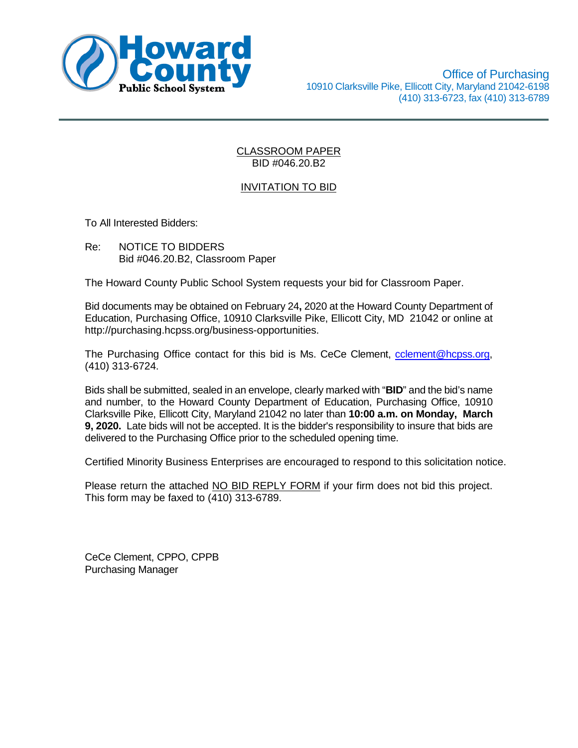Howard County Public School System

Office of Purchasing
10910 Clarksville Pike, Ellicott City, Maryland 21042-6198
(410) 313-6723, fax (410) 313-6789

CLASSROOM PAPER
BID #046.20.B2

INVITATION TO BID

To All Interested Bidders:

Re: NOTICE TO BIDDERS
Bid #046.20.B2, Classroom Paper

The Howard County Public School System requests your bid for Classroom Paper.

Bid documents may be obtained on February 24**,** 2020 at the Howard County Department of Education, Purchasing Office, 10910 Clarksville Pike, Ellicott City, MD 21042 or online at http://purchasing.hcpss.org/business-opportunities.

The Purchasing Office contact for this bid is Ms. CeCe Clement, cclement@hcpss.org, (410) 313-6724.

Bids shall be submitted, sealed in an envelope, clearly marked with "**BID**" and the bid's name and number, to the Howard County Department of Education, Purchasing Office, 10910 Clarksville Pike, Ellicott City, Maryland 21042 no later than **10:00 a.m. on Monday, March 9, 2020.** Late bids will not be accepted. It is the bidder's responsibility to insure that bids are delivered to the Purchasing Office prior to the scheduled opening time.

Certified Minority Business Enterprises are encouraged to respond to this solicitation notice.

Please return the attached NO BID REPLY FORM if your firm does not bid this project. This form may be faxed to (410) 313-6789.

CeCe Clement, CPPO, CPPB
Purchasing Manager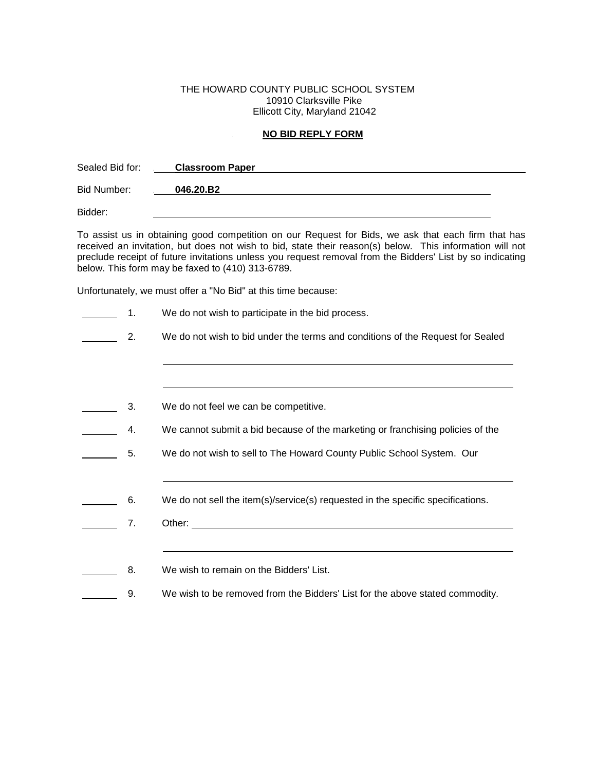THE HOWARD COUNTY PUBLIC SCHOOL SYSTEM
10910 Clarksville Pike
Ellicott City, Maryland 21042

**NO BID REPLY FORM**

Sealed Bid for: **Classroom Paper**

Bid Number: **046.20.B2**

Bidder: ______________________________

To assist us in obtaining good competition on our Request for Bids, we ask that each firm that has received an invitation, but does not wish to bid, state their reason(s) below. This information will not preclude receipt of future invitations unless you request removal from the Bidders' List by so indicating below. This form may be faxed to (410) 313-6789.

Unfortunately, we must offer a "No Bid" at this time because:

_______ 1. We do not wish to participate in the bid process.

_______ 2. We do not wish to bid under the terms and conditions of the Request for Sealed
______________________________
______________________________

_______ 3. We do not feel we can be competitive.

_______ 4. We cannot submit a bid because of the marketing or franchising policies of the

_______ 5. We do not wish to sell to The Howard County Public School System. Our
______________________________

_______ 6. We do not sell the item(s)/service(s) requested in the specific specifications.

_______ 7. Other: ______________________________
______________________________

_______ 8. We wish to remain on the Bidders' List.

_______ 9. We wish to be removed from the Bidders' List for the above stated commodity.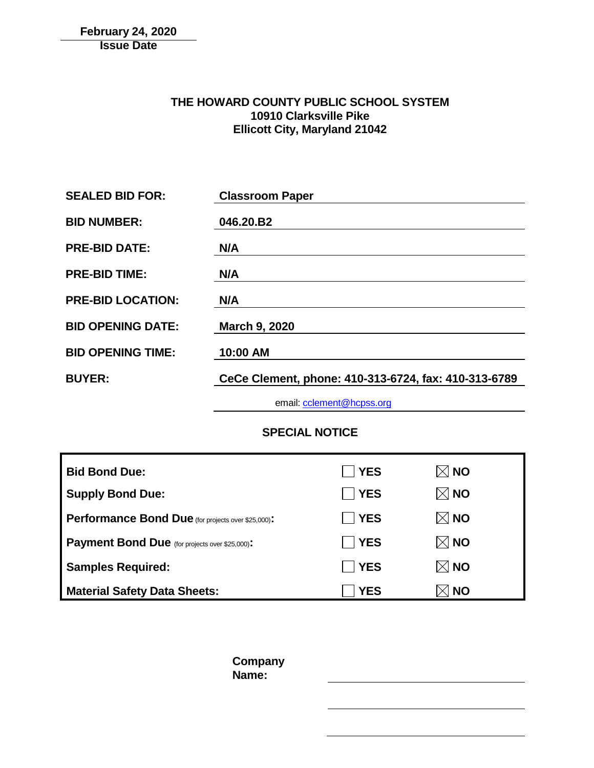**February 24, 2020**
**Issue Date**

**THE HOWARD COUNTY PUBLIC SCHOOL SYSTEM**
**10910 Clarksville Pike**
**Ellicott City, Maryland 21042**

| | |
|---|---|
| **SEALED BID FOR:** | **Classroom Paper** |
| **BID NUMBER:** | **046.20.B2** |
| **PRE-BID DATE:** | **N/A** |
| **PRE-BID TIME:** | **N/A** |
| **PRE-BID LOCATION:** | **N/A** |
| **BID OPENING DATE:** | **March 9, 2020** |
| **BID OPENING TIME:** | **10:00 AM** |
| **BUYER:** | **CeCe Clement, phone: 410-313-6724, fax: 410-313-6789** |
| | email: cclement@hcpss.org |

**SPECIAL NOTICE**

| | | |
|---|---|---|
| **Bid Bond Due:** | ☐ **YES** | ☒ **NO** |
| **Supply Bond Due:** | ☐ **YES** | ☒ **NO** |
| **Performance Bond Due** (for projects over $25,000)**:** | ☐ **YES** | ☒ **NO** |
| **Payment Bond Due** (for projects over $25,000)**:** | ☐ **YES** | ☒ **NO** |
| **Samples Required:** | ☐ **YES** | ☒ **NO** |
| **Material Safety Data Sheets:** | ☐ **YES** | ☒ **NO** |

**Company Name:** ______________________________

______________________________

______________________________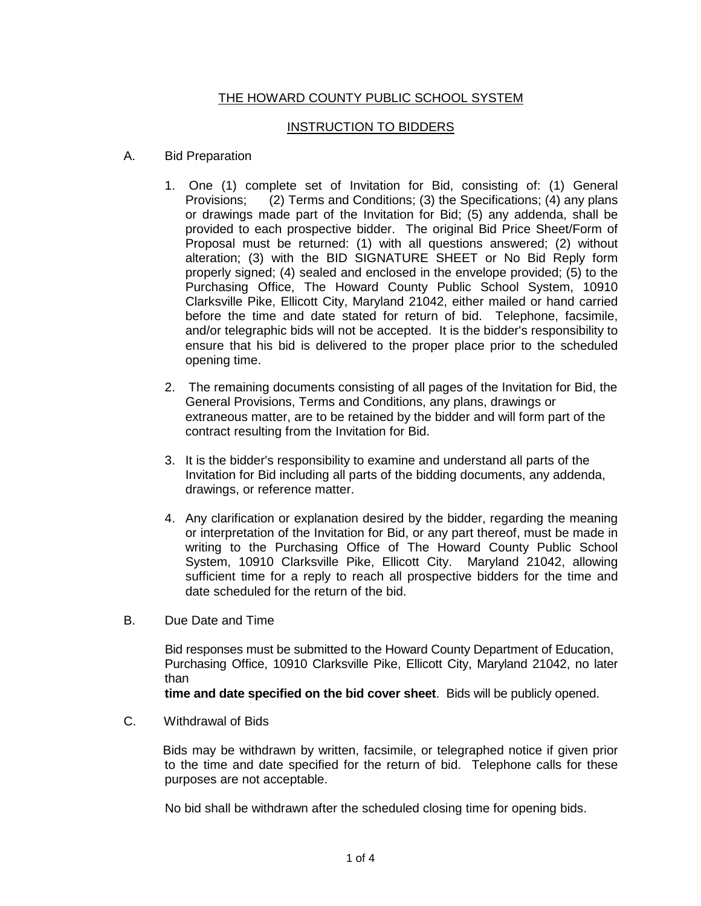THE HOWARD COUNTY PUBLIC SCHOOL SYSTEM

INSTRUCTION TO BIDDERS

A. Bid Preparation

1. One (1) complete set of Invitation for Bid, consisting of: (1) General Provisions; (2) Terms and Conditions; (3) the Specifications; (4) any plans or drawings made part of the Invitation for Bid; (5) any addenda, shall be provided to each prospective bidder. The original Bid Price Sheet/Form of Proposal must be returned: (1) with all questions answered; (2) without alteration; (3) with the BID SIGNATURE SHEET or No Bid Reply form properly signed; (4) sealed and enclosed in the envelope provided; (5) to the Purchasing Office, The Howard County Public School System, 10910 Clarksville Pike, Ellicott City, Maryland 21042, either mailed or hand carried before the time and date stated for return of bid. Telephone, facsimile, and/or telegraphic bids will not be accepted. It is the bidder's responsibility to ensure that his bid is delivered to the proper place prior to the scheduled opening time.

2. The remaining documents consisting of all pages of the Invitation for Bid, the General Provisions, Terms and Conditions, any plans, drawings or extraneous matter, are to be retained by the bidder and will form part of the contract resulting from the Invitation for Bid.

3. It is the bidder's responsibility to examine and understand all parts of the Invitation for Bid including all parts of the bidding documents, any addenda, drawings, or reference matter.

4. Any clarification or explanation desired by the bidder, regarding the meaning or interpretation of the Invitation for Bid, or any part thereof, must be made in writing to the Purchasing Office of The Howard County Public School System, 10910 Clarksville Pike, Ellicott City. Maryland 21042, allowing sufficient time for a reply to reach all prospective bidders for the time and date scheduled for the return of the bid.

B. Due Date and Time

Bid responses must be submitted to the Howard County Department of Education, Purchasing Office, 10910 Clarksville Pike, Ellicott City, Maryland 21042, no later than
**time and date specified on the bid cover sheet**. Bids will be publicly opened.

C. Withdrawal of Bids

Bids may be withdrawn by written, facsimile, or telegraphed notice if given prior to the time and date specified for the return of bid. Telephone calls for these purposes are not acceptable.

No bid shall be withdrawn after the scheduled closing time for opening bids.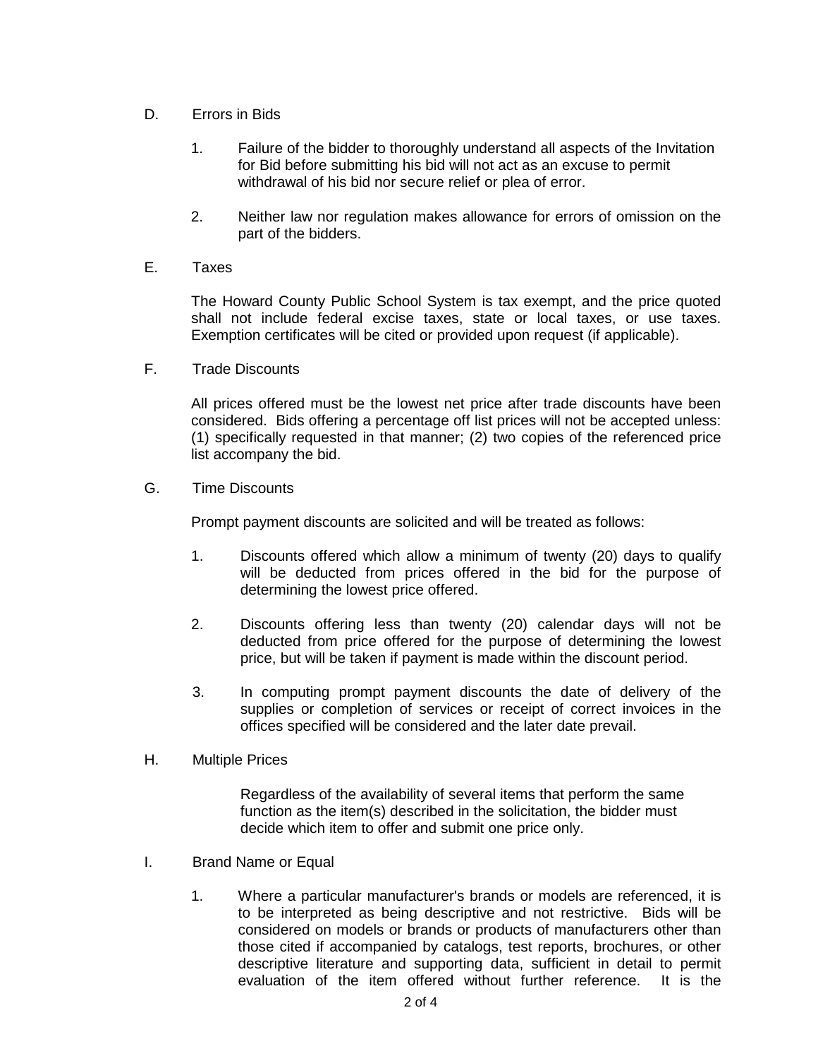D. Errors in Bids

1. Failure of the bidder to thoroughly understand all aspects of the Invitation for Bid before submitting his bid will not act as an excuse to permit withdrawal of his bid nor secure relief or plea of error.

2. Neither law nor regulation makes allowance for errors of omission on the part of the bidders.

E. Taxes

The Howard County Public School System is tax exempt, and the price quoted shall not include federal excise taxes, state or local taxes, or use taxes. Exemption certificates will be cited or provided upon request (if applicable).

F. Trade Discounts

All prices offered must be the lowest net price after trade discounts have been considered. Bids offering a percentage off list prices will not be accepted unless: (1) specifically requested in that manner; (2) two copies of the referenced price list accompany the bid.

G. Time Discounts

Prompt payment discounts are solicited and will be treated as follows:

1. Discounts offered which allow a minimum of twenty (20) days to qualify will be deducted from prices offered in the bid for the purpose of determining the lowest price offered.

2. Discounts offering less than twenty (20) calendar days will not be deducted from price offered for the purpose of determining the lowest price, but will be taken if payment is made within the discount period.

3. In computing prompt payment discounts the date of delivery of the supplies or completion of services or receipt of correct invoices in the offices specified will be considered and the later date prevail.

H. Multiple Prices

Regardless of the availability of several items that perform the same function as the item(s) described in the solicitation, the bidder must decide which item to offer and submit one price only.

I. Brand Name or Equal

1. Where a particular manufacturer's brands or models are referenced, it is to be interpreted as being descriptive and not restrictive. Bids will be considered on models or brands or products of manufacturers other than those cited if accompanied by catalogs, test reports, brochures, or other descriptive literature and supporting data, sufficient in detail to permit evaluation of the item offered without further reference. It is the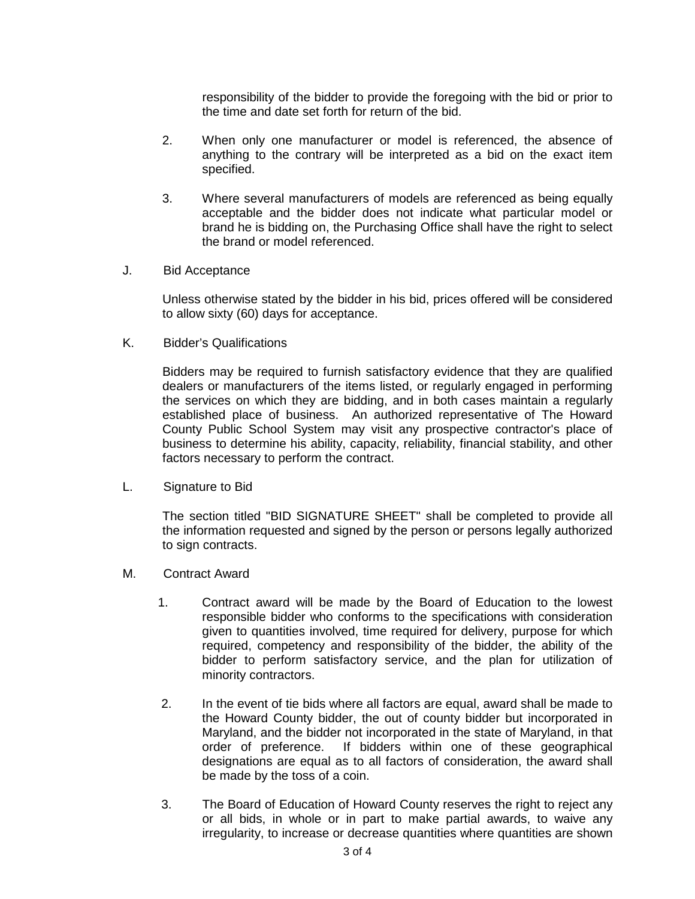responsibility of the bidder to provide the foregoing with the bid or prior to the time and date set forth for return of the bid.

2. When only one manufacturer or model is referenced, the absence of anything to the contrary will be interpreted as a bid on the exact item specified.

3. Where several manufacturers of models are referenced as being equally acceptable and the bidder does not indicate what particular model or brand he is bidding on, the Purchasing Office shall have the right to select the brand or model referenced.

J. Bid Acceptance

Unless otherwise stated by the bidder in his bid, prices offered will be considered to allow sixty (60) days for acceptance.

K. Bidder's Qualifications

Bidders may be required to furnish satisfactory evidence that they are qualified dealers or manufacturers of the items listed, or regularly engaged in performing the services on which they are bidding, and in both cases maintain a regularly established place of business. An authorized representative of The Howard County Public School System may visit any prospective contractor's place of business to determine his ability, capacity, reliability, financial stability, and other factors necessary to perform the contract.

L. Signature to Bid

The section titled "BID SIGNATURE SHEET" shall be completed to provide all the information requested and signed by the person or persons legally authorized to sign contracts.

M. Contract Award

1. Contract award will be made by the Board of Education to the lowest responsible bidder who conforms to the specifications with consideration given to quantities involved, time required for delivery, purpose for which required, competency and responsibility of the bidder, the ability of the bidder to perform satisfactory service, and the plan for utilization of minority contractors.

2. In the event of tie bids where all factors are equal, award shall be made to the Howard County bidder, the out of county bidder but incorporated in Maryland, and the bidder not incorporated in the state of Maryland, in that order of preference. If bidders within one of these geographical designations are equal as to all factors of consideration, the award shall be made by the toss of a coin.

3. The Board of Education of Howard County reserves the right to reject any or all bids, in whole or in part to make partial awards, to waive any irregularity, to increase or decrease quantities where quantities are shown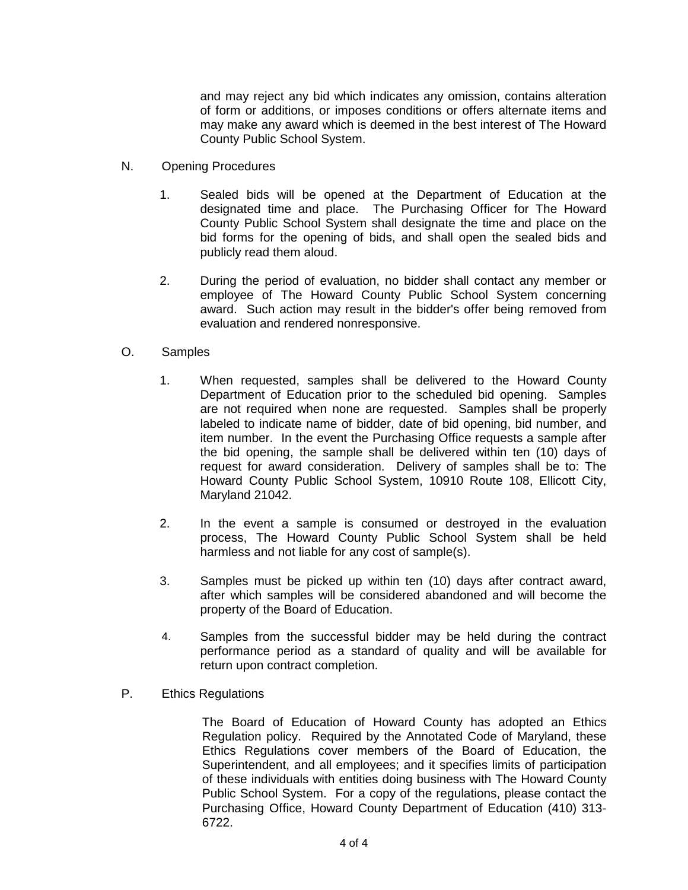and may reject any bid which indicates any omission, contains alteration of form or additions, or imposes conditions or offers alternate items and may make any award which is deemed in the best interest of The Howard County Public School System.

N. Opening Procedures

1. Sealed bids will be opened at the Department of Education at the designated time and place. The Purchasing Officer for The Howard County Public School System shall designate the time and place on the bid forms for the opening of bids, and shall open the sealed bids and publicly read them aloud.

2. During the period of evaluation, no bidder shall contact any member or employee of The Howard County Public School System concerning award. Such action may result in the bidder's offer being removed from evaluation and rendered nonresponsive.

O. Samples

1. When requested, samples shall be delivered to the Howard County Department of Education prior to the scheduled bid opening. Samples are not required when none are requested. Samples shall be properly labeled to indicate name of bidder, date of bid opening, bid number, and item number. In the event the Purchasing Office requests a sample after the bid opening, the sample shall be delivered within ten (10) days of request for award consideration. Delivery of samples shall be to: The Howard County Public School System, 10910 Route 108, Ellicott City, Maryland 21042.

2. In the event a sample is consumed or destroyed in the evaluation process, The Howard County Public School System shall be held harmless and not liable for any cost of sample(s).

3. Samples must be picked up within ten (10) days after contract award, after which samples will be considered abandoned and will become the property of the Board of Education.

4. Samples from the successful bidder may be held during the contract performance period as a standard of quality and will be available for return upon contract completion.

P. Ethics Regulations

The Board of Education of Howard County has adopted an Ethics Regulation policy. Required by the Annotated Code of Maryland, these Ethics Regulations cover members of the Board of Education, the Superintendent, and all employees; and it specifies limits of participation of these individuals with entities doing business with The Howard County Public School System. For a copy of the regulations, please contact the Purchasing Office, Howard County Department of Education (410) 313-6722.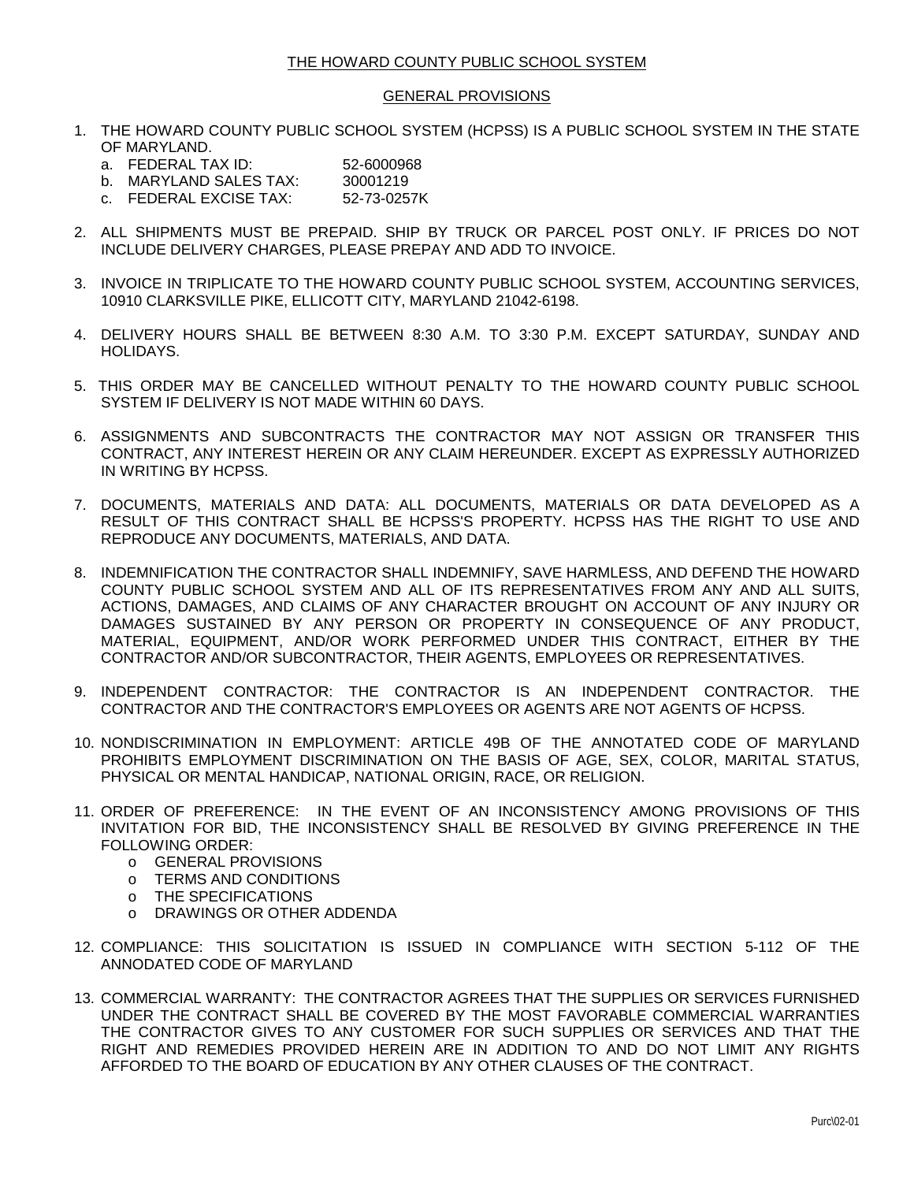# THE HOWARD COUNTY PUBLIC SCHOOL SYSTEM

## GENERAL PROVISIONS

1. THE HOWARD COUNTY PUBLIC SCHOOL SYSTEM (HCPSS) IS A PUBLIC SCHOOL SYSTEM IN THE STATE OF MARYLAND.
   a. FEDERAL TAX ID: 52-6000968
   b. MARYLAND SALES TAX: 30001219
   c. FEDERAL EXCISE TAX: 52-73-0257K

2. ALL SHIPMENTS MUST BE PREPAID. SHIP BY TRUCK OR PARCEL POST ONLY. IF PRICES DO NOT INCLUDE DELIVERY CHARGES, PLEASE PREPAY AND ADD TO INVOICE.

3. INVOICE IN TRIPLICATE TO THE HOWARD COUNTY PUBLIC SCHOOL SYSTEM, ACCOUNTING SERVICES, 10910 CLARKSVILLE PIKE, ELLICOTT CITY, MARYLAND 21042-6198.

4. DELIVERY HOURS SHALL BE BETWEEN 8:30 A.M. TO 3:30 P.M. EXCEPT SATURDAY, SUNDAY AND HOLIDAYS.

5. THIS ORDER MAY BE CANCELLED WITHOUT PENALTY TO THE HOWARD COUNTY PUBLIC SCHOOL SYSTEM IF DELIVERY IS NOT MADE WITHIN 60 DAYS.

6. ASSIGNMENTS AND SUBCONTRACTS THE CONTRACTOR MAY NOT ASSIGN OR TRANSFER THIS CONTRACT, ANY INTEREST HEREIN OR ANY CLAIM HEREUNDER. EXCEPT AS EXPRESSLY AUTHORIZED IN WRITING BY HCPSS.

7. DOCUMENTS, MATERIALS AND DATA: ALL DOCUMENTS, MATERIALS OR DATA DEVELOPED AS A RESULT OF THIS CONTRACT SHALL BE HCPSS'S PROPERTY. HCPSS HAS THE RIGHT TO USE AND REPRODUCE ANY DOCUMENTS, MATERIALS, AND DATA.

8. INDEMNIFICATION THE CONTRACTOR SHALL INDEMNIFY, SAVE HARMLESS, AND DEFEND THE HOWARD COUNTY PUBLIC SCHOOL SYSTEM AND ALL OF ITS REPRESENTATIVES FROM ANY AND ALL SUITS, ACTIONS, DAMAGES, AND CLAIMS OF ANY CHARACTER BROUGHT ON ACCOUNT OF ANY INJURY OR DAMAGES SUSTAINED BY ANY PERSON OR PROPERTY IN CONSEQUENCE OF ANY PRODUCT, MATERIAL, EQUIPMENT, AND/OR WORK PERFORMED UNDER THIS CONTRACT, EITHER BY THE CONTRACTOR AND/OR SUBCONTRACTOR, THEIR AGENTS, EMPLOYEES OR REPRESENTATIVES.

9. INDEPENDENT CONTRACTOR: THE CONTRACTOR IS AN INDEPENDENT CONTRACTOR. THE CONTRACTOR AND THE CONTRACTOR'S EMPLOYEES OR AGENTS ARE NOT AGENTS OF HCPSS.

10. NONDISCRIMINATION IN EMPLOYMENT: ARTICLE 49B OF THE ANNOTATED CODE OF MARYLAND PROHIBITS EMPLOYMENT DISCRIMINATION ON THE BASIS OF AGE, SEX, COLOR, MARITAL STATUS, PHYSICAL OR MENTAL HANDICAP, NATIONAL ORIGIN, RACE, OR RELIGION.

11. ORDER OF PREFERENCE: IN THE EVENT OF AN INCONSISTENCY AMONG PROVISIONS OF THIS INVITATION FOR BID, THE INCONSISTENCY SHALL BE RESOLVED BY GIVING PREFERENCE IN THE FOLLOWING ORDER:
    - GENERAL PROVISIONS
    - TERMS AND CONDITIONS
    - THE SPECIFICATIONS
    - DRAWINGS OR OTHER ADDENDA

12. COMPLIANCE: THIS SOLICITATION IS ISSUED IN COMPLIANCE WITH SECTION 5-112 OF THE ANNODATED CODE OF MARYLAND

13. COMMERCIAL WARRANTY: THE CONTRACTOR AGREES THAT THE SUPPLIES OR SERVICES FURNISHED UNDER THE CONTRACT SHALL BE COVERED BY THE MOST FAVORABLE COMMERCIAL WARRANTIES THE CONTRACTOR GIVES TO ANY CUSTOMER FOR SUCH SUPPLIES OR SERVICES AND THAT THE RIGHT AND REMEDIES PROVIDED HEREIN ARE IN ADDITION TO AND DO NOT LIMIT ANY RIGHTS AFFORDED TO THE BOARD OF EDUCATION BY ANY OTHER CLAUSES OF THE CONTRACT.

Purc\02-01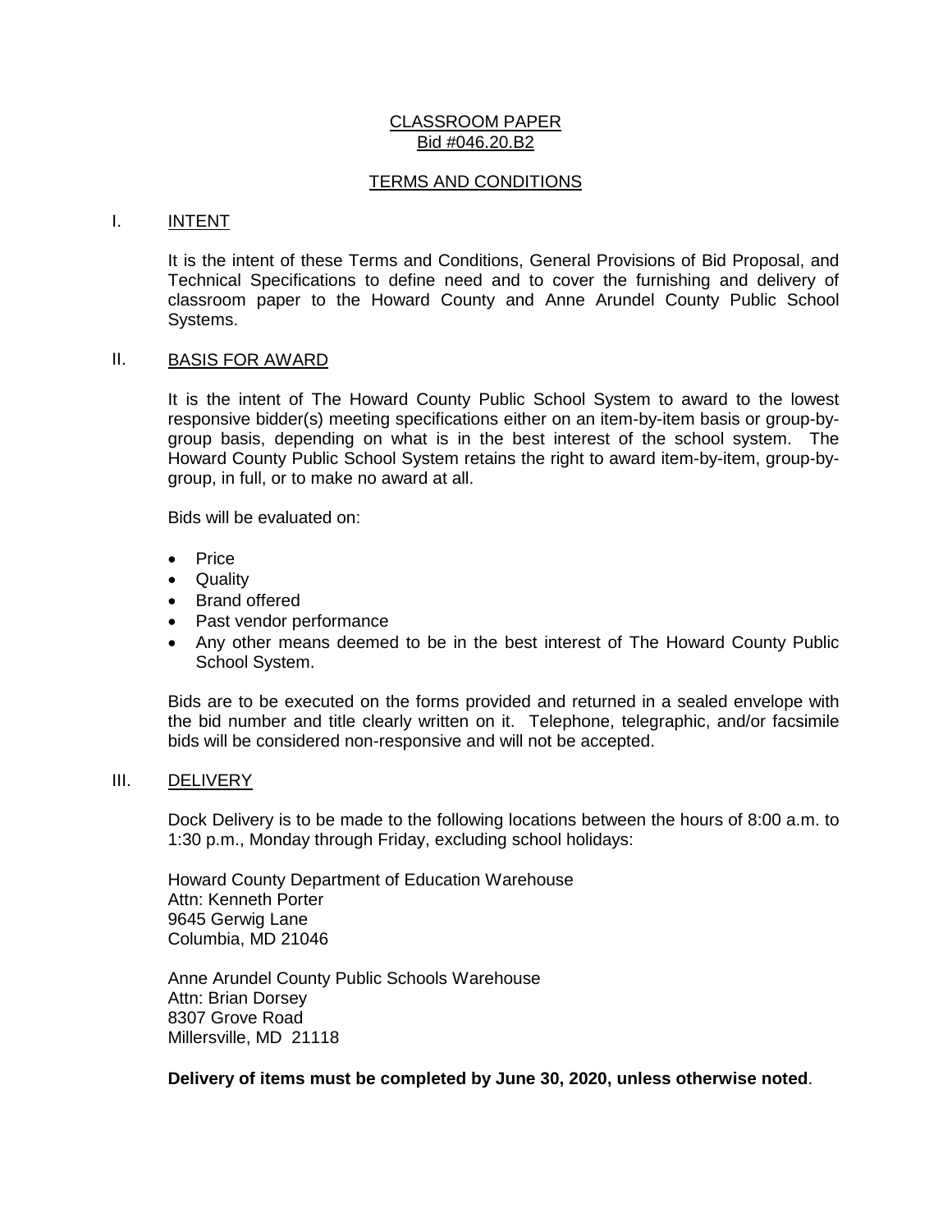# CLASSROOM PAPER
## Bid #046.20.B2

## TERMS AND CONDITIONS

### I. INTENT

It is the intent of these Terms and Conditions, General Provisions of Bid Proposal, and Technical Specifications to define need and to cover the furnishing and delivery of classroom paper to the Howard County and Anne Arundel County Public School Systems.

### II. BASIS FOR AWARD

It is the intent of The Howard County Public School System to award to the lowest responsive bidder(s) meeting specifications either on an item-by-item basis or group-by-group basis, depending on what is in the best interest of the school system. The Howard County Public School System retains the right to award item-by-item, group-by-group, in full, or to make no award at all.

Bids will be evaluated on:

- Price
- Quality
- Brand offered
- Past vendor performance
- Any other means deemed to be in the best interest of The Howard County Public School System.

Bids are to be executed on the forms provided and returned in a sealed envelope with the bid number and title clearly written on it. Telephone, telegraphic, and/or facsimile bids will be considered non-responsive and will not be accepted.

### III. DELIVERY

Dock Delivery is to be made to the following locations between the hours of 8:00 a.m. to 1:30 p.m., Monday through Friday, excluding school holidays:

Howard County Department of Education Warehouse
Attn: Kenneth Porter
9645 Gerwig Lane
Columbia, MD 21046

Anne Arundel County Public Schools Warehouse
Attn: Brian Dorsey
8307 Grove Road
Millersville, MD 21118

**Delivery of items must be completed by June 30, 2020, unless otherwise noted**.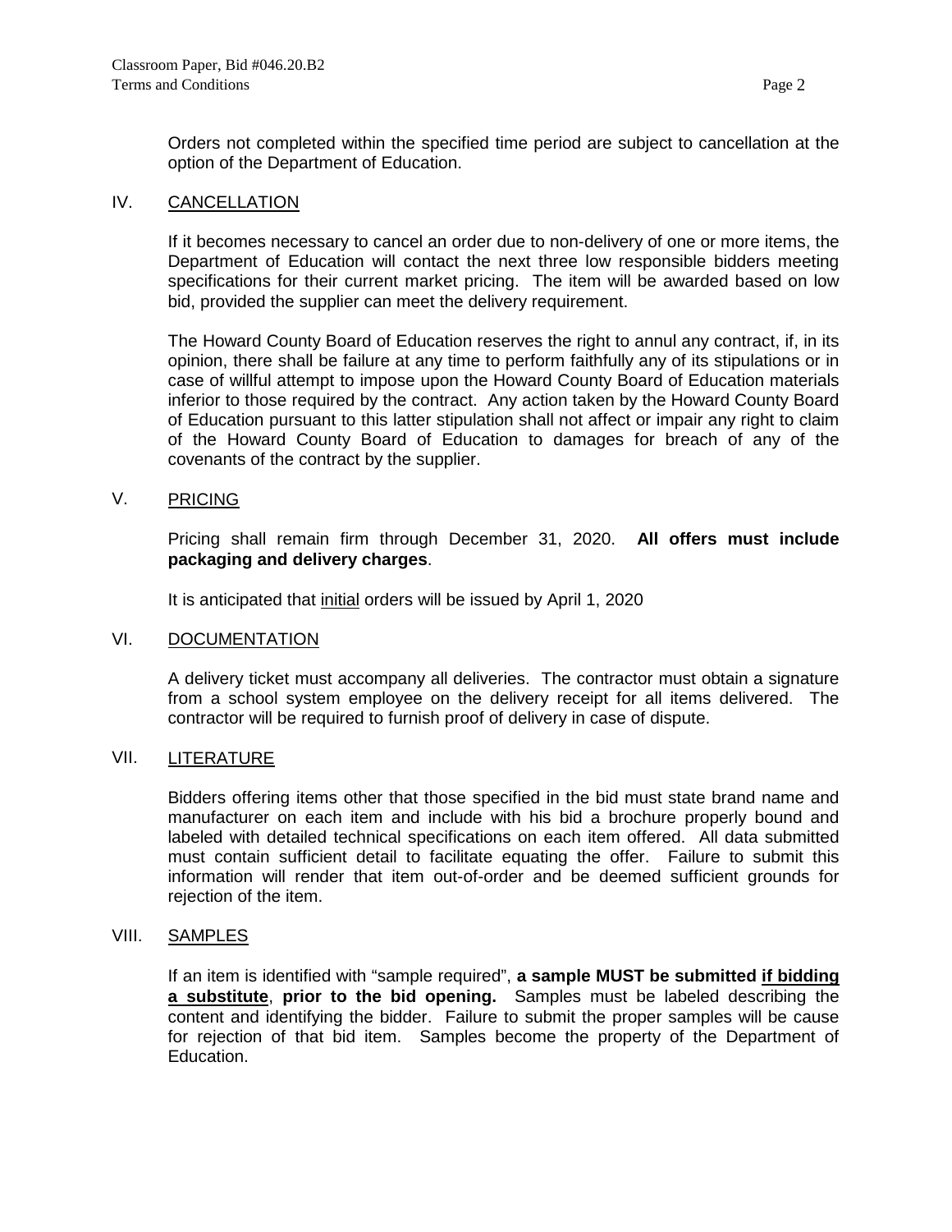Orders not completed within the specified time period are subject to cancellation at the option of the Department of Education.

## IV. CANCELLATION

If it becomes necessary to cancel an order due to non-delivery of one or more items, the Department of Education will contact the next three low responsible bidders meeting specifications for their current market pricing. The item will be awarded based on low bid, provided the supplier can meet the delivery requirement.

The Howard County Board of Education reserves the right to annul any contract, if, in its opinion, there shall be failure at any time to perform faithfully any of its stipulations or in case of willful attempt to impose upon the Howard County Board of Education materials inferior to those required by the contract. Any action taken by the Howard County Board of Education pursuant to this latter stipulation shall not affect or impair any right to claim of the Howard County Board of Education to damages for breach of any of the covenants of the contract by the supplier.

## V. PRICING

Pricing shall remain firm through December 31, 2020. **All offers must include packaging and delivery charges**.

It is anticipated that initial orders will be issued by April 1, 2020

## VI. DOCUMENTATION

A delivery ticket must accompany all deliveries. The contractor must obtain a signature from a school system employee on the delivery receipt for all items delivered. The contractor will be required to furnish proof of delivery in case of dispute.

## VII. LITERATURE

Bidders offering items other that those specified in the bid must state brand name and manufacturer on each item and include with his bid a brochure properly bound and labeled with detailed technical specifications on each item offered. All data submitted must contain sufficient detail to facilitate equating the offer. Failure to submit this information will render that item out-of-order and be deemed sufficient grounds for rejection of the item.

## VIII. SAMPLES

If an item is identified with "sample required", **a sample MUST be submitted if bidding a substitute**, **prior to the bid opening.** Samples must be labeled describing the content and identifying the bidder. Failure to submit the proper samples will be cause for rejection of that bid item. Samples become the property of the Department of Education.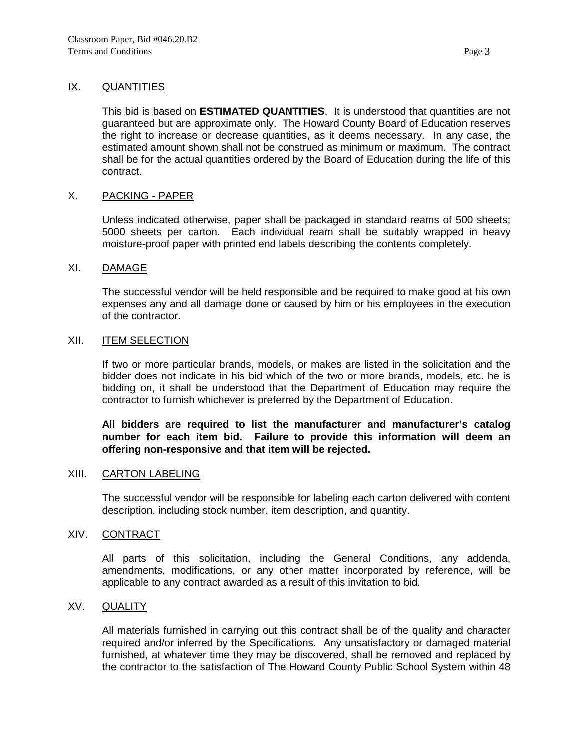## IX. QUANTITIES

This bid is based on **ESTIMATED QUANTITIES**. It is understood that quantities are not guaranteed but are approximate only. The Howard County Board of Education reserves the right to increase or decrease quantities, as it deems necessary. In any case, the estimated amount shown shall not be construed as minimum or maximum. The contract shall be for the actual quantities ordered by the Board of Education during the life of this contract.

## X. PACKING - PAPER

Unless indicated otherwise, paper shall be packaged in standard reams of 500 sheets; 5000 sheets per carton. Each individual ream shall be suitably wrapped in heavy moisture-proof paper with printed end labels describing the contents completely.

## XI. DAMAGE

The successful vendor will be held responsible and be required to make good at his own expenses any and all damage done or caused by him or his employees in the execution of the contractor.

## XII. ITEM SELECTION

If two or more particular brands, models, or makes are listed in the solicitation and the bidder does not indicate in his bid which of the two or more brands, models, etc. he is bidding on, it shall be understood that the Department of Education may require the contractor to furnish whichever is preferred by the Department of Education.

**All bidders are required to list the manufacturer and manufacturer's catalog number for each item bid. Failure to provide this information will deem an offering non-responsive and that item will be rejected.**

## XIII. CARTON LABELING

The successful vendor will be responsible for labeling each carton delivered with content description, including stock number, item description, and quantity.

## XIV. CONTRACT

All parts of this solicitation, including the General Conditions, any addenda, amendments, modifications, or any other matter incorporated by reference, will be applicable to any contract awarded as a result of this invitation to bid.

## XV. QUALITY

All materials furnished in carrying out this contract shall be of the quality and character required and/or inferred by the Specifications. Any unsatisfactory or damaged material furnished, at whatever time they may be discovered, shall be removed and replaced by the contractor to the satisfaction of The Howard County Public School System within 48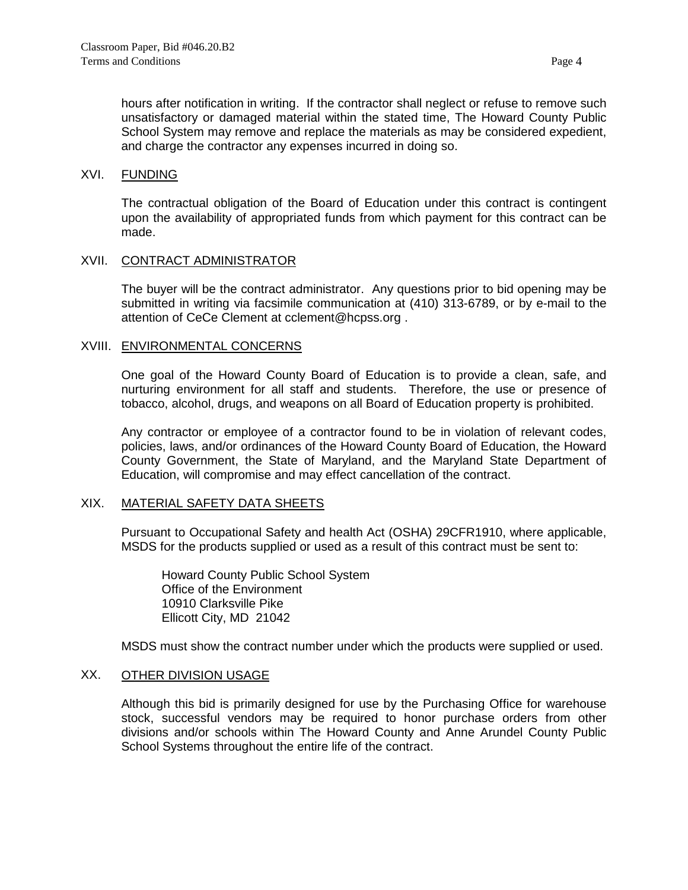hours after notification in writing. If the contractor shall neglect or refuse to remove such unsatisfactory or damaged material within the stated time, The Howard County Public School System may remove and replace the materials as may be considered expedient, and charge the contractor any expenses incurred in doing so.

## XVI. FUNDING

The contractual obligation of the Board of Education under this contract is contingent upon the availability of appropriated funds from which payment for this contract can be made.

## XVII. CONTRACT ADMINISTRATOR

The buyer will be the contract administrator. Any questions prior to bid opening may be submitted in writing via facsimile communication at (410) 313-6789, or by e-mail to the attention of CeCe Clement at cclement@hcpss.org .

## XVIII. ENVIRONMENTAL CONCERNS

One goal of the Howard County Board of Education is to provide a clean, safe, and nurturing environment for all staff and students. Therefore, the use or presence of tobacco, alcohol, drugs, and weapons on all Board of Education property is prohibited.

Any contractor or employee of a contractor found to be in violation of relevant codes, policies, laws, and/or ordinances of the Howard County Board of Education, the Howard County Government, the State of Maryland, and the Maryland State Department of Education, will compromise and may effect cancellation of the contract.

## XIX. MATERIAL SAFETY DATA SHEETS

Pursuant to Occupational Safety and health Act (OSHA) 29CFR1910, where applicable, MSDS for the products supplied or used as a result of this contract must be sent to:

Howard County Public School System
Office of the Environment
10910 Clarksville Pike
Ellicott City, MD 21042

MSDS must show the contract number under which the products were supplied or used.

## XX. OTHER DIVISION USAGE

Although this bid is primarily designed for use by the Purchasing Office for warehouse stock, successful vendors may be required to honor purchase orders from other divisions and/or schools within The Howard County and Anne Arundel County Public School Systems throughout the entire life of the contract.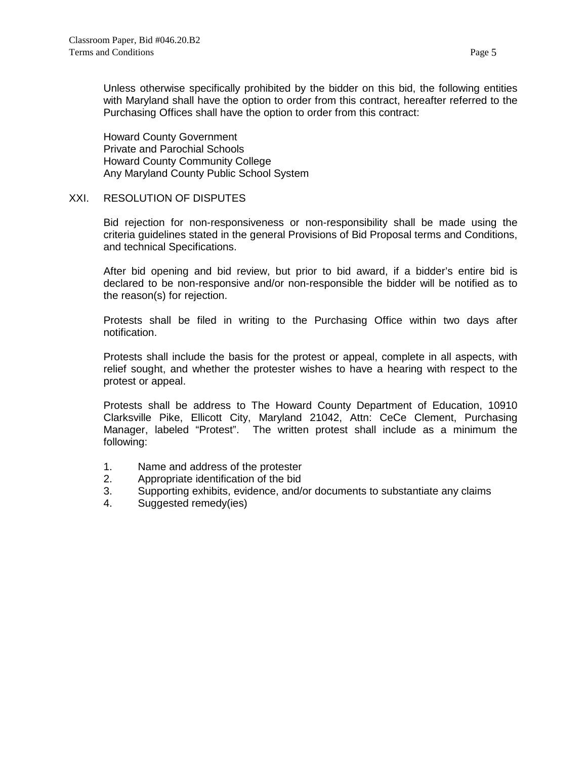Unless otherwise specifically prohibited by the bidder on this bid, the following entities with Maryland shall have the option to order from this contract, hereafter referred to the Purchasing Offices shall have the option to order from this contract:

Howard County Government
Private and Parochial Schools
Howard County Community College
Any Maryland County Public School System

## XXI. RESOLUTION OF DISPUTES

Bid rejection for non-responsiveness or non-responsibility shall be made using the criteria guidelines stated in the general Provisions of Bid Proposal terms and Conditions, and technical Specifications.

After bid opening and bid review, but prior to bid award, if a bidder's entire bid is declared to be non-responsive and/or non-responsible the bidder will be notified as to the reason(s) for rejection.

Protests shall be filed in writing to the Purchasing Office within two days after notification.

Protests shall include the basis for the protest or appeal, complete in all aspects, with relief sought, and whether the protester wishes to have a hearing with respect to the protest or appeal.

Protests shall be address to The Howard County Department of Education, 10910 Clarksville Pike, Ellicott City, Maryland 21042, Attn: CeCe Clement, Purchasing Manager, labeled "Protest". The written protest shall include as a minimum the following:

1. Name and address of the protester
2. Appropriate identification of the bid
3. Supporting exhibits, evidence, and/or documents to substantiate any claims
4. Suggested remedy(ies)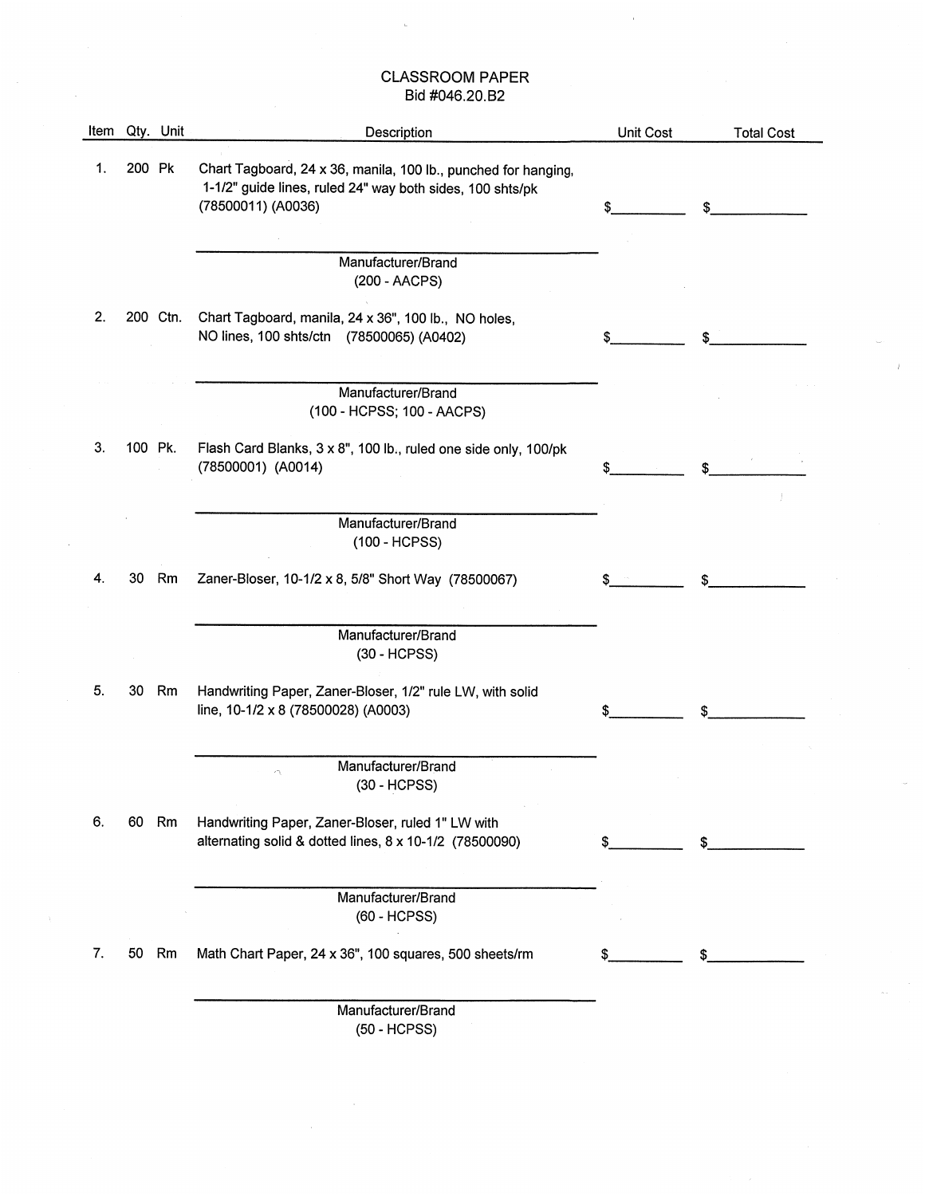# CLASSROOM PAPER

## Bid #046.20.B2

| Item | Qty. | Unit | Description | Unit Cost | Total Cost |
|---|---|---|---|---|---|
| 1. | 200 | Pk | Chart Tagboard, 24 x 36, manila, 100 lb., punched for hanging, 1-1/2" guide lines, ruled 24" way both sides, 100 shts/pk (78500011) (A0036) | $_________ | $___________ |
| | | | ______________________________ Manufacturer/Brand (200 - AACPS) | | |
| 2. | 200 | Ctn. | Chart Tagboard, manila, 24 x 36", 100 lb., NO holes, NO lines, 100 shts/ctn (78500065) (A0402) | $_________ | $___________ |
| | | | ______________________________ Manufacturer/Brand (100 - HCPSS; 100 - AACPS) | | |
| 3. | 100 | Pk. | Flash Card Blanks, 3 x 8", 100 lb., ruled one side only, 100/pk (78500001) (A0014) | $_________ | $___________ |
| | | | ______________________________ Manufacturer/Brand (100 - HCPSS) | | |
| 4. | 30 | Rm | Zaner-Bloser, 10-1/2 x 8, 5/8" Short Way (78500067) | $_________ | $___________ |
| | | | ______________________________ Manufacturer/Brand (30 - HCPSS) | | |
| 5. | 30 | Rm | Handwriting Paper, Zaner-Bloser, 1/2" rule LW, with solid line, 10-1/2 x 8 (78500028) (A0003) | $_________ | $___________ |
| | | | ______________________________ Manufacturer/Brand (30 - HCPSS) | | |
| 6. | 60 | Rm | Handwriting Paper, Zaner-Bloser, ruled 1" LW with alternating solid & dotted lines, 8 x 10-1/2 (78500090) | $_________ | $___________ |
| | | | ______________________________ Manufacturer/Brand (60 - HCPSS) | | |
| 7. | 50 | Rm | Math Chart Paper, 24 x 36", 100 squares, 500 sheets/rm | $_________ | $___________ |
| | | | ______________________________ Manufacturer/Brand (50 - HCPSS) | | |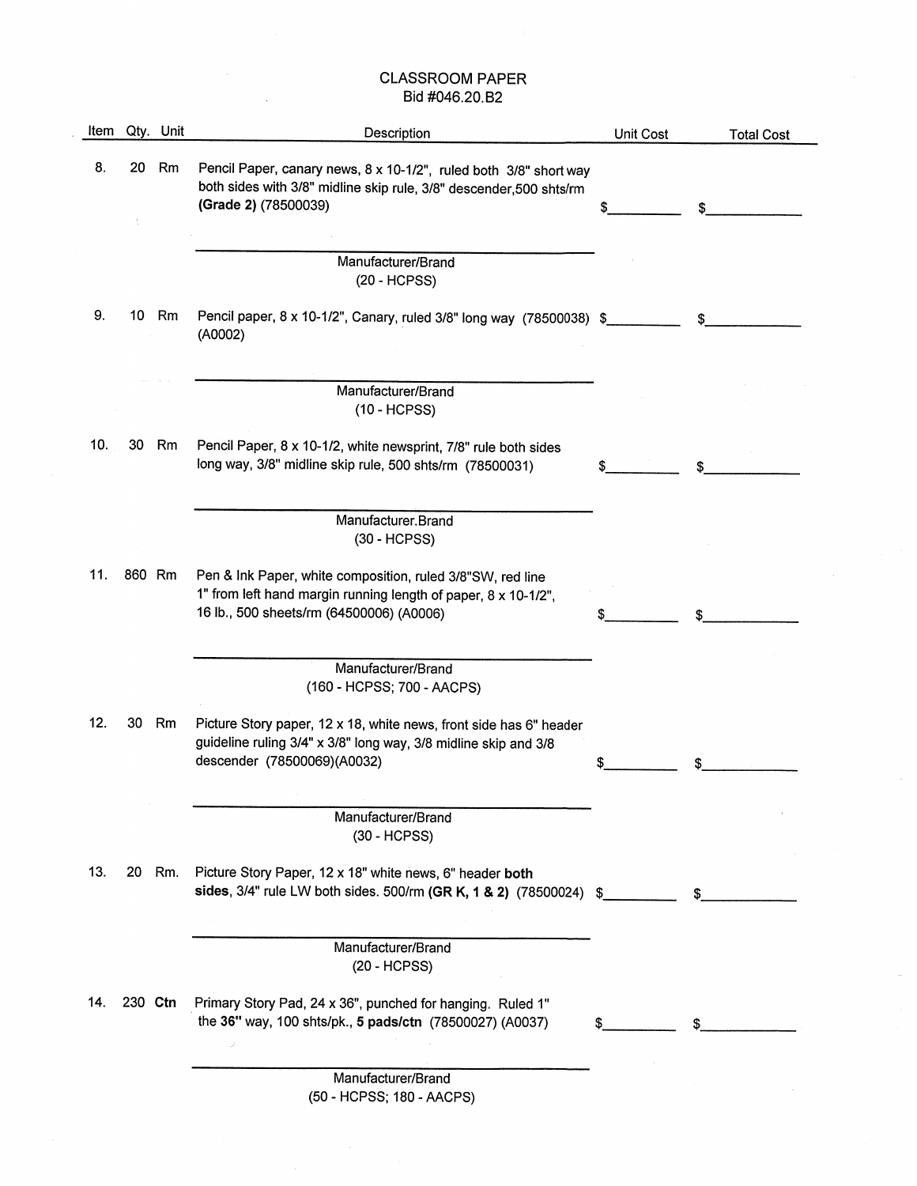# CLASSROOM PAPER

## Bid #046.20.B2

| Item | Qty. | Unit | Description | Unit Cost | Total Cost |
|---|---|---|---|---|---|
| 8. | 20 | Rm | Pencil Paper, canary news, 8 x 10-1/2", ruled both 3/8" short way both sides with 3/8" midline skip rule, 3/8" descender,500 shts/rm **(Grade 2)** (78500039)<br><br>_______________<br>Manufacturer/Brand<br>(20 - HCPSS) | $_________ | $___________ |
| 9. | 10 | Rm | Pencil paper, 8 x 10-1/2", Canary, ruled 3/8" long way (78500038) (A0002)<br><br>_______________<br>Manufacturer/Brand<br>(10 - HCPSS) | $_________ | $___________ |
| 10. | 30 | Rm | Pencil Paper, 8 x 10-1/2, white newsprint, 7/8" rule both sides long way, 3/8" midline skip rule, 500 shts/rm (78500031)<br><br>_______________<br>Manufacturer.Brand<br>(30 - HCPSS) | $_________ | $___________ |
| 11. | 860 | Rm | Pen & Ink Paper, white composition, ruled 3/8"SW, red line 1" from left hand margin running length of paper, 8 x 10-1/2", 16 lb., 500 sheets/rm (64500006) (A0006)<br><br>_______________<br>Manufacturer/Brand<br>(160 - HCPSS; 700 - AACPS) | $_________ | $___________ |
| 12. | 30 | Rm | Picture Story paper, 12 x 18, white news, front side has 6" header guideline ruling 3/4" x 3/8" long way, 3/8 midline skip and 3/8 descender (78500069)(A0032)<br><br>_______________<br>Manufacturer/Brand<br>(30 - HCPSS) | $_________ | $___________ |
| 13. | 20 | Rm. | Picture Story Paper, 12 x 18" white news, 6" header **both sides**, 3/4" rule LW both sides. 500/rm **(GR K, 1 & 2)** (78500024)<br><br>_______________<br>Manufacturer/Brand<br>(20 - HCPSS) | $_________ | $___________ |
| 14. | 230 | **Ctn** | Primary Story Pad, 24 x 36", punched for hanging. Ruled 1" the **36"** way, 100 shts/pk., **5 pads/ctn** (78500027) (A0037)<br><br>_______________<br>Manufacturer/Brand<br>(50 - HCPSS; 180 - AACPS) | $_________ | $___________ |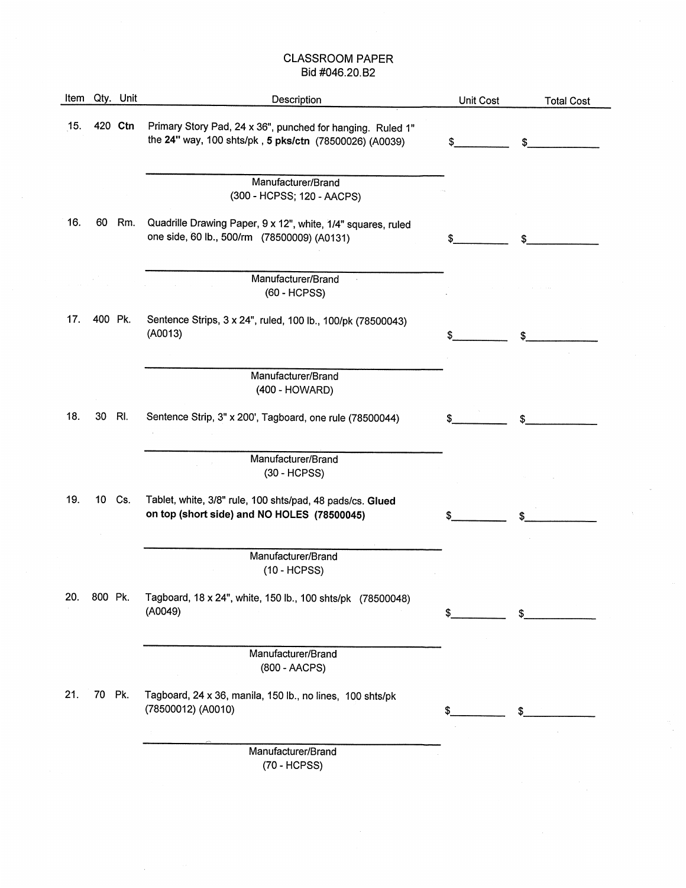# CLASSROOM PAPER

Bid #046.20.B2

| Item | Qty. | Unit | Description | Unit Cost | Total Cost |
|---|---|---|---|---|---|
| 15. | 420 | **Ctn** | Primary Story Pad, 24 x 36", punched for hanging. Ruled 1" the **24"** way, 100 shts/pk , **5 pks/ctn** (78500026) (A0039) | $\_\_\_\_\_\_\_\_ | $\_\_\_\_\_\_\_\_\_\_ |
| | | | \_\_\_\_\_\_\_\_\_\_\_\_\_\_\_\_\_\_\_\_ Manufacturer/Brand (300 - HCPSS; 120 - AACPS) | | |
| 16. | 60 | Rm. | Quadrille Drawing Paper, 9 x 12", white, 1/4" squares, ruled one side, 60 lb., 500/rm (78500009) (A0131) | $\_\_\_\_\_\_\_\_ | $\_\_\_\_\_\_\_\_\_\_ |
| | | | \_\_\_\_\_\_\_\_\_\_\_\_\_\_\_\_\_\_\_\_ Manufacturer/Brand (60 - HCPSS) | | |
| 17. | 400 | Pk. | Sentence Strips, 3 x 24", ruled, 100 lb., 100/pk (78500043) (A0013) | $\_\_\_\_\_\_\_\_ | $\_\_\_\_\_\_\_\_\_\_ |
| | | | \_\_\_\_\_\_\_\_\_\_\_\_\_\_\_\_\_\_\_\_ Manufacturer/Brand (400 - HOWARD) | | |
| 18. | 30 | Rl. | Sentence Strip, 3" x 200', Tagboard, one rule (78500044) | $\_\_\_\_\_\_\_\_ | $\_\_\_\_\_\_\_\_\_\_ |
| | | | \_\_\_\_\_\_\_\_\_\_\_\_\_\_\_\_\_\_\_\_ Manufacturer/Brand (30 - HCPSS) | | |
| 19. | 10 | Cs. | Tablet, white, 3/8" rule, 100 shts/pad, 48 pads/cs. **Glued on top (short side) and NO HOLES (78500045)** | $\_\_\_\_\_\_\_\_ | $\_\_\_\_\_\_\_\_\_\_ |
| | | | \_\_\_\_\_\_\_\_\_\_\_\_\_\_\_\_\_\_\_\_ Manufacturer/Brand (10 - HCPSS) | | |
| 20. | 800 | Pk. | Tagboard, 18 x 24", white, 150 lb., 100 shts/pk (78500048) (A0049) | $\_\_\_\_\_\_\_\_ | $\_\_\_\_\_\_\_\_\_\_ |
| | | | \_\_\_\_\_\_\_\_\_\_\_\_\_\_\_\_\_\_\_\_ Manufacturer/Brand (800 - AACPS) | | |
| 21. | 70 | Pk. | Tagboard, 24 x 36, manila, 150 lb., no lines, 100 shts/pk (78500012) (A0010) | $\_\_\_\_\_\_\_\_ | $\_\_\_\_\_\_\_\_\_\_ |
| | | | \_\_\_\_\_\_\_\_\_\_\_\_\_\_\_\_\_\_\_\_ Manufacturer/Brand (70 - HCPSS) | | |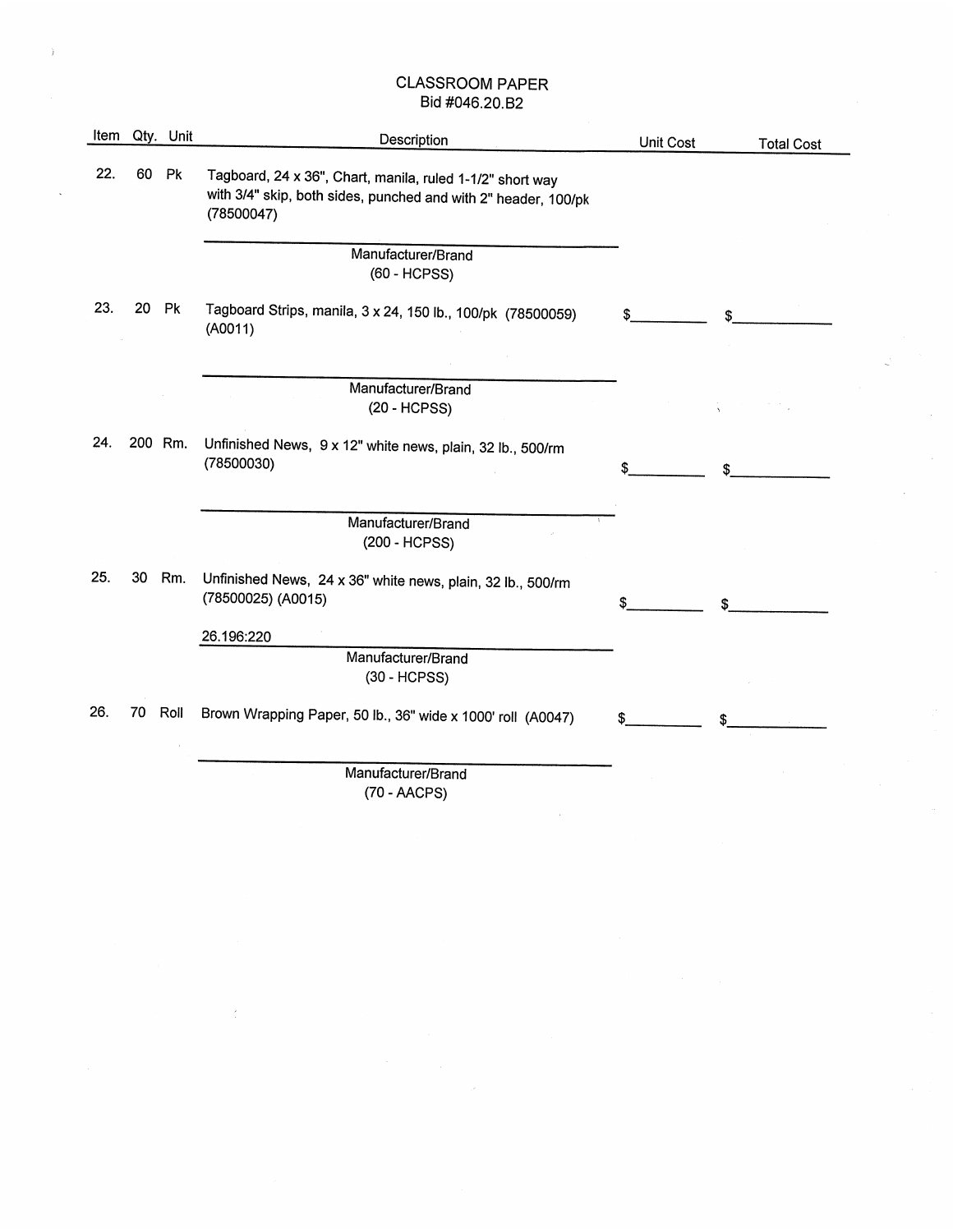# CLASSROOM PAPER

Bid #046.20.B2

| Item | Qty. | Unit | Description | Unit Cost | Total Cost |
|---|---|---|---|---|---|
| 22. | 60 | Pk | Tagboard, 24 x 36", Chart, manila, ruled 1-1/2" short way with 3/4" skip, both sides, punched and with 2" header, 100/pk (78500047)<br><br>\_\_\_\_\_\_\_\_\_\_\_\_\_\_\_\_\_\_\_\_<br>Manufacturer/Brand<br>(60 - HCPSS) | | |
| 23. | 20 | Pk | Tagboard Strips, manila, 3 x 24, 150 lb., 100/pk (78500059) (A0011)<br><br>\_\_\_\_\_\_\_\_\_\_\_\_\_\_\_\_\_\_\_\_<br>Manufacturer/Brand<br>(20 - HCPSS) | $\_\_\_\_\_\_\_\_ | $\_\_\_\_\_\_\_\_\_\_ |
| 24. | 200 | Rm. | Unfinished News, 9 x 12" white news, plain, 32 lb., 500/rm (78500030)<br><br>\_\_\_\_\_\_\_\_\_\_\_\_\_\_\_\_\_\_\_\_<br>Manufacturer/Brand<br>(200 - HCPSS) | $\_\_\_\_\_\_\_\_ | $\_\_\_\_\_\_\_\_\_\_ |
| 25. | 30 | Rm. | Unfinished News, 24 x 36" white news, plain, 32 lb., 500/rm (78500025) (A0015)<br><br>26.196:220<br>Manufacturer/Brand<br>(30 - HCPSS) | $\_\_\_\_\_\_\_\_ | $\_\_\_\_\_\_\_\_\_\_ |
| 26. | 70 | Roll | Brown Wrapping Paper, 50 lb., 36" wide x 1000' roll (A0047)<br><br>\_\_\_\_\_\_\_\_\_\_\_\_\_\_\_\_\_\_\_\_<br>Manufacturer/Brand<br>(70 - AACPS) | $\_\_\_\_\_\_\_\_ | $\_\_\_\_\_\_\_\_\_\_ |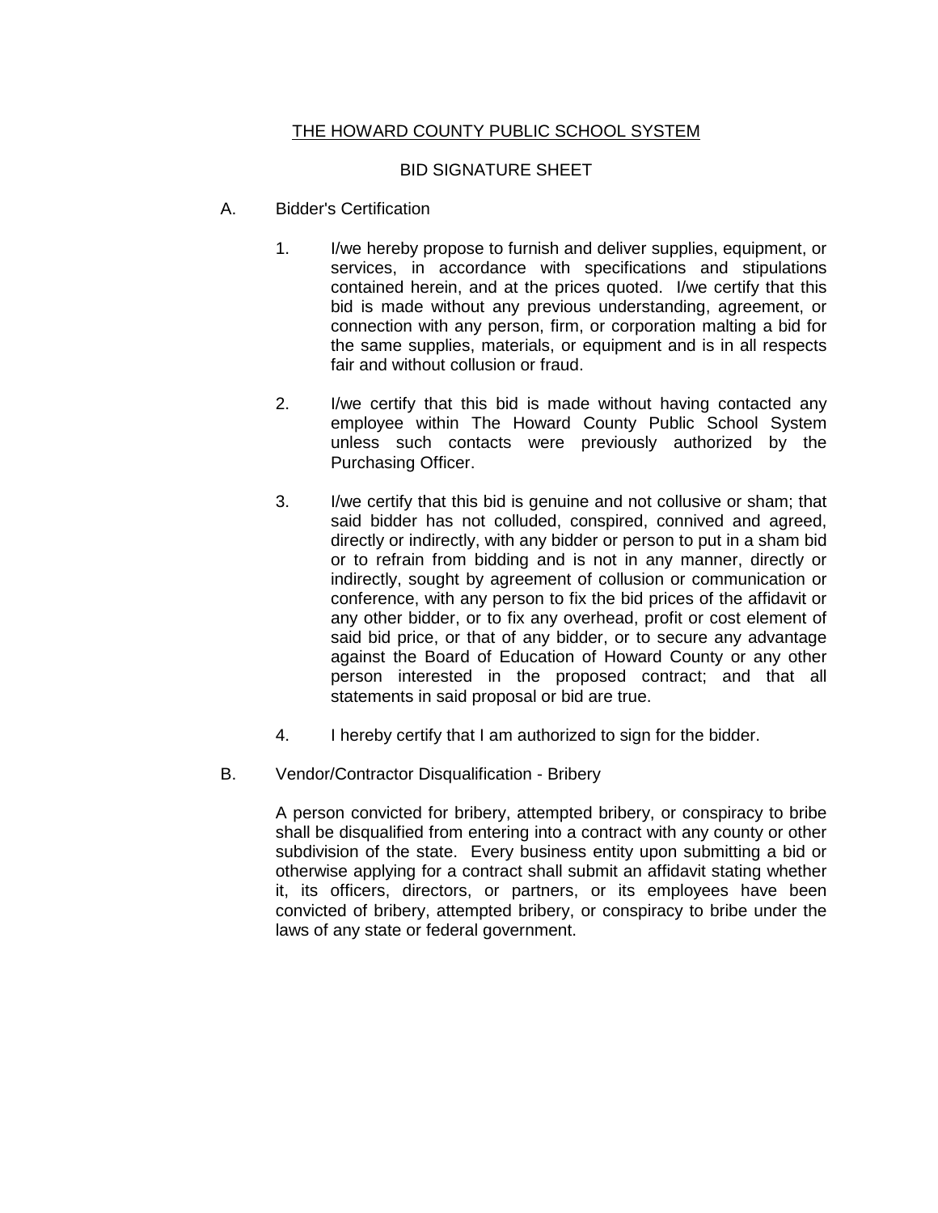<u>THE HOWARD COUNTY PUBLIC SCHOOL SYSTEM</u>

BID SIGNATURE SHEET

A. Bidder's Certification

1. I/we hereby propose to furnish and deliver supplies, equipment, or services, in accordance with specifications and stipulations contained herein, and at the prices quoted. I/we certify that this bid is made without any previous understanding, agreement, or connection with any person, firm, or corporation malting a bid for the same supplies, materials, or equipment and is in all respects fair and without collusion or fraud.

2. I/we certify that this bid is made without having contacted any employee within The Howard County Public School System unless such contacts were previously authorized by the Purchasing Officer.

3. I/we certify that this bid is genuine and not collusive or sham; that said bidder has not colluded, conspired, connived and agreed, directly or indirectly, with any bidder or person to put in a sham bid or to refrain from bidding and is not in any manner, directly or indirectly, sought by agreement of collusion or communication or conference, with any person to fix the bid prices of the affidavit or any other bidder, or to fix any overhead, profit or cost element of said bid price, or that of any bidder, or to secure any advantage against the Board of Education of Howard County or any other person interested in the proposed contract; and that all statements in said proposal or bid are true.

4. I hereby certify that I am authorized to sign for the bidder.

B. Vendor/Contractor Disqualification - Bribery

A person convicted for bribery, attempted bribery, or conspiracy to bribe shall be disqualified from entering into a contract with any county or other subdivision of the state. Every business entity upon submitting a bid or otherwise applying for a contract shall submit an affidavit stating whether it, its officers, directors, or partners, or its employees have been convicted of bribery, attempted bribery, or conspiracy to bribe under the laws of any state or federal government.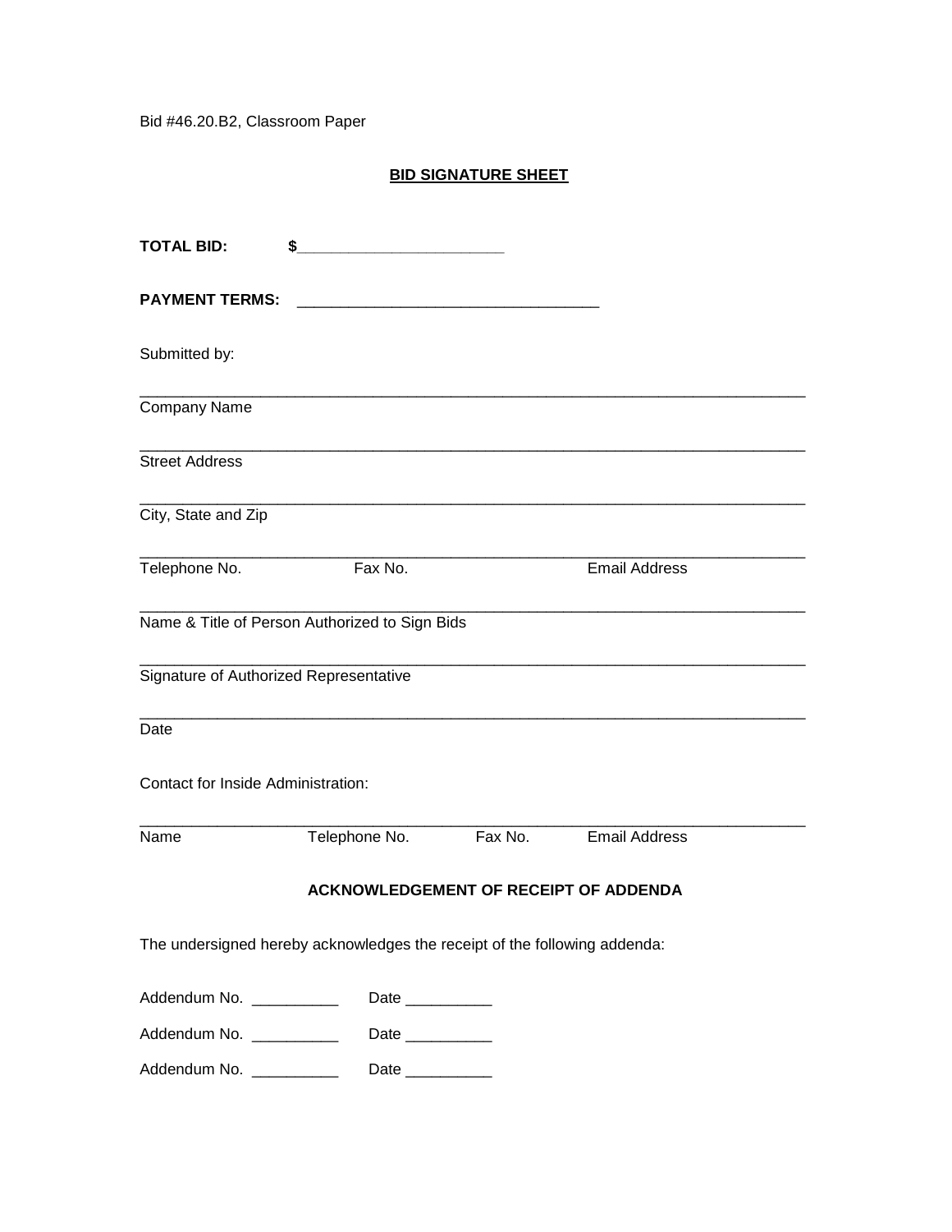Bid #46.20.B2, Classroom Paper

## BID SIGNATURE SHEET

**TOTAL BID:** **$________________________**

**PAYMENT TERMS:** ___________________________________

Submitted by:

_____________________________________________________________________________
Company Name

_____________________________________________________________________________
Street Address

_____________________________________________________________________________
City, State and Zip

_____________________________________________________________________________
Telephone No. Fax No. Email Address

_____________________________________________________________________________
Name & Title of Person Authorized to Sign Bids

_____________________________________________________________________________
Signature of Authorized Representative

_____________________________________________________________________________
Date

Contact for Inside Administration:

_____________________________________________________________________________
Name Telephone No. Fax No. Email Address

### ACKNOWLEDGEMENT OF RECEIPT OF ADDENDA

The undersigned hereby acknowledges the receipt of the following addenda:

Addendum No. __________ Date __________

Addendum No. __________ Date __________

Addendum No. __________ Date __________